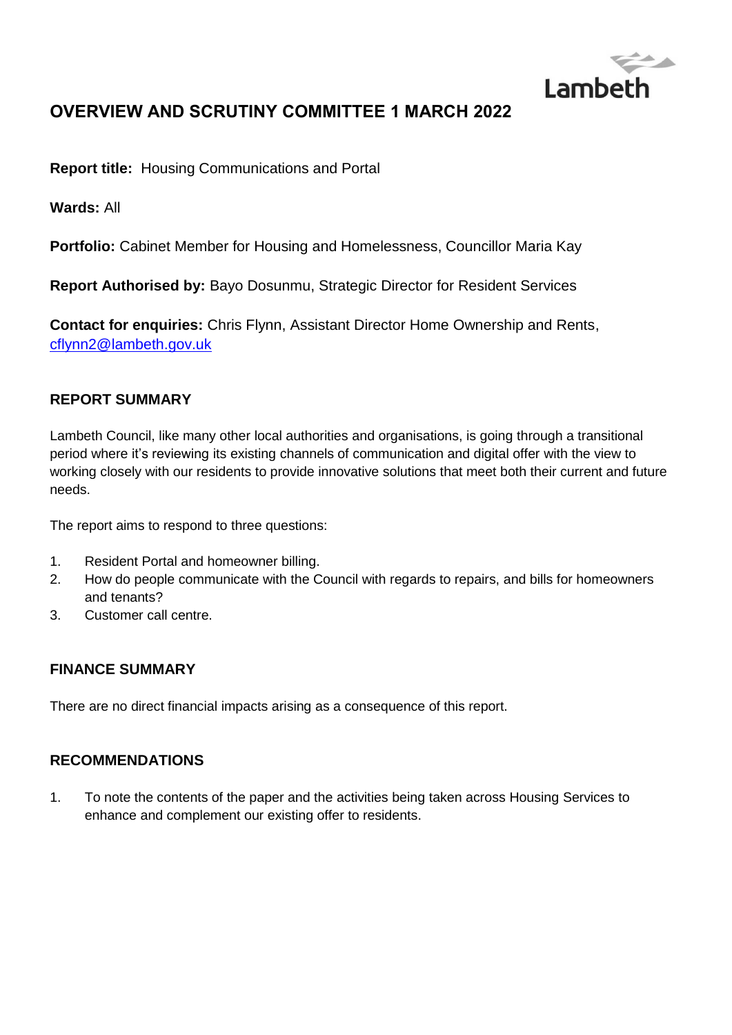Lambeth

# OVERVIEW AND SCRUTINY COMMITTEE 1 MARCH 2022

**Report title:** Housing Communications and Portal

**Wards:** All

**Portfolio:** Cabinet Member for Housing and Homelessness, Councillor Maria Kay

**Report Authorised by:** Bayo Dosunmu, Strategic Director for Resident Services

**Contact for enquiries:** Chris Flynn, Assistant Director Home Ownership and Rents, cflynn2@lambeth.gov.uk

## REPORT SUMMARY

Lambeth Council, like many other local authorities and organisations, is going through a transitional period where it's reviewing its existing channels of communication and digital offer with the view to working closely with our residents to provide innovative solutions that meet both their current and future needs.

The report aims to respond to three questions:

1. Resident Portal and homeowner billing.
2. How do people communicate with the Council with regards to repairs, and bills for homeowners and tenants?
3. Customer call centre.

## FINANCE SUMMARY

There are no direct financial impacts arising as a consequence of this report.

## RECOMMENDATIONS

1. To note the contents of the paper and the activities being taken across Housing Services to enhance and complement our existing offer to residents.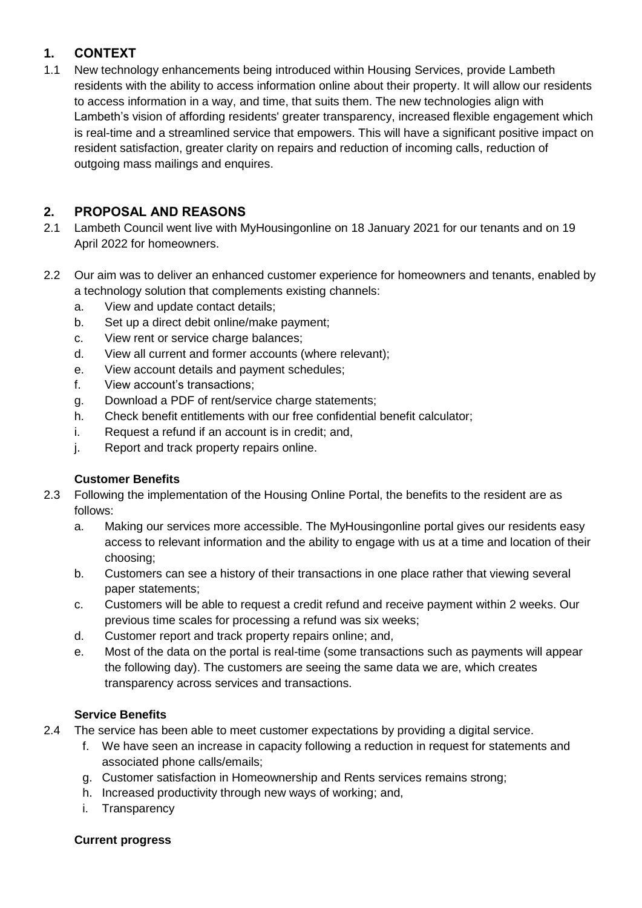## 1. CONTEXT

1.1 New technology enhancements being introduced within Housing Services, provide Lambeth residents with the ability to access information online about their property. It will allow our residents to access information in a way, and time, that suits them. The new technologies align with Lambeth's vision of affording residents' greater transparency, increased flexible engagement which is real-time and a streamlined service that empowers. This will have a significant positive impact on resident satisfaction, greater clarity on repairs and reduction of incoming calls, reduction of outgoing mass mailings and enquires.

## 2. PROPOSAL AND REASONS

2.1 Lambeth Council went live with MyHousingonline on 18 January 2021 for our tenants and on 19 April 2022 for homeowners.

2.2 Our aim was to deliver an enhanced customer experience for homeowners and tenants, enabled by a technology solution that complements existing channels:

a. View and update contact details;
b. Set up a direct debit online/make payment;
c. View rent or service charge balances;
d. View all current and former accounts (where relevant);
e. View account details and payment schedules;
f. View account's transactions;
g. Download a PDF of rent/service charge statements;
h. Check benefit entitlements with our free confidential benefit calculator;
i. Request a refund if an account is in credit; and,
j. Report and track property repairs online.

**Customer Benefits**

2.3 Following the implementation of the Housing Online Portal, the benefits to the resident are as follows:

a. Making our services more accessible. The MyHousingonline portal gives our residents easy access to relevant information and the ability to engage with us at a time and location of their choosing;
b. Customers can see a history of their transactions in one place rather that viewing several paper statements;
c. Customers will be able to request a credit refund and receive payment within 2 weeks. Our previous time scales for processing a refund was six weeks;
d. Customer report and track property repairs online; and,
e. Most of the data on the portal is real-time (some transactions such as payments will appear the following day). The customers are seeing the same data we are, which creates transparency across services and transactions.

**Service Benefits**

2.4 The service has been able to meet customer expectations by providing a digital service.

f. We have seen an increase in capacity following a reduction in request for statements and associated phone calls/emails;
g. Customer satisfaction in Homeownership and Rents services remains strong;
h. Increased productivity through new ways of working; and,
i. Transparency

**Current progress**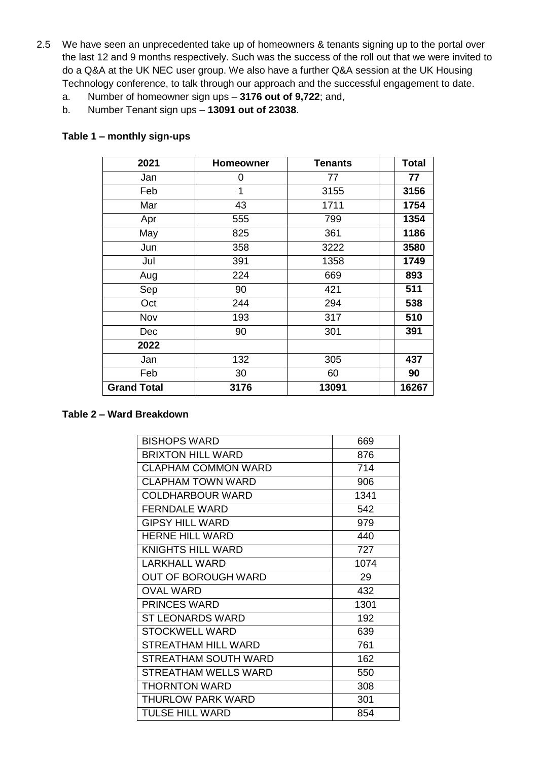2.5 We have seen an unprecedented take up of homeowners & tenants signing up to the portal over the last 12 and 9 months respectively. Such was the success of the roll out that we were invited to do a Q&A at the UK NEC user group. We also have a further Q&A session at the UK Housing Technology conference, to talk through our approach and the successful engagement to date.

a. Number of homeowner sign ups – **3176 out of 9,722**; and,

b. Number Tenant sign ups – **13091 out of 23038**.

**Table 1 – monthly sign-ups**

| 2021 | Homeowner | Tenants | | Total |
|---|---|---|---|---|
| Jan | 0 | 77 | | **77** |
| Feb | 1 | 3155 | | **3156** |
| Mar | 43 | 1711 | | **1754** |
| Apr | 555 | 799 | | **1354** |
| May | 825 | 361 | | **1186** |
| Jun | 358 | 3222 | | **3580** |
| Jul | 391 | 1358 | | **1749** |
| Aug | 224 | 669 | | **893** |
| Sep | 90 | 421 | | **511** |
| Oct | 244 | 294 | | **538** |
| Nov | 193 | 317 | | **510** |
| Dec | 90 | 301 | | **391** |
| **2022** | | | | |
| Jan | 132 | 305 | | **437** |
| Feb | 30 | 60 | | **90** |
| **Grand Total** | **3176** | **13091** | | **16267** |

**Table 2 – Ward Breakdown**

| | |
|---|---|
| BISHOPS WARD | 669 |
| BRIXTON HILL WARD | 876 |
| CLAPHAM COMMON WARD | 714 |
| CLAPHAM TOWN WARD | 906 |
| COLDHARBOUR WARD | 1341 |
| FERNDALE WARD | 542 |
| GIPSY HILL WARD | 979 |
| HERNE HILL WARD | 440 |
| KNIGHTS HILL WARD | 727 |
| LARKHALL WARD | 1074 |
| OUT OF BOROUGH WARD | 29 |
| OVAL WARD | 432 |
| PRINCES WARD | 1301 |
| ST LEONARDS WARD | 192 |
| STOCKWELL WARD | 639 |
| STREATHAM HILL WARD | 761 |
| STREATHAM SOUTH WARD | 162 |
| STREATHAM WELLS WARD | 550 |
| THORNTON WARD | 308 |
| THURLOW PARK WARD | 301 |
| TULSE HILL WARD | 854 |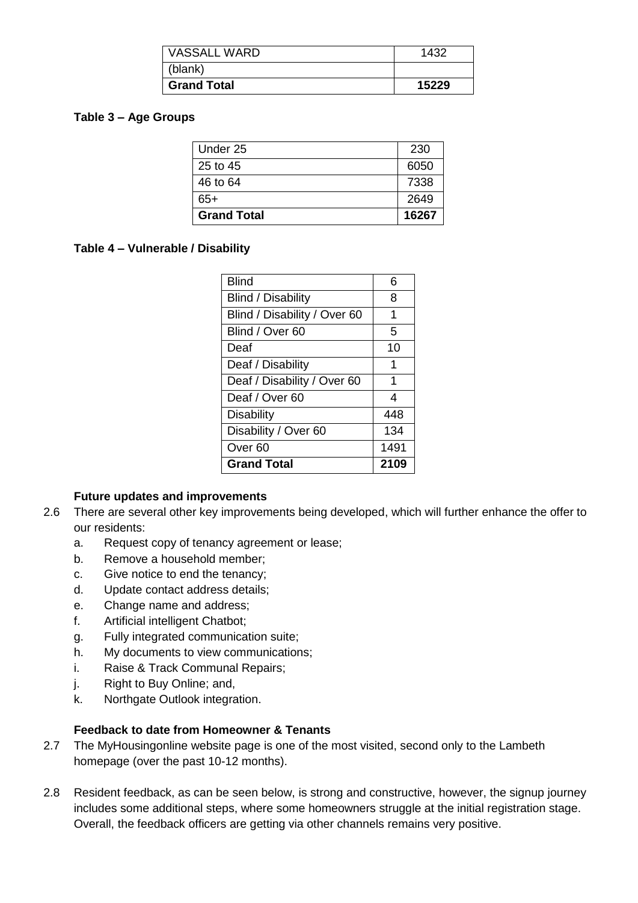| | |
|---|---|
| VASSALL WARD | 1432 |
| (blank) | |
| **Grand Total** | **15229** |

**Table 3 – Age Groups**

| | |
|---|---|
| Under 25 | 230 |
| 25 to 45 | 6050 |
| 46 to 64 | 7338 |
| 65+ | 2649 |
| **Grand Total** | **16267** |

**Table 4 – Vulnerable / Disability**

| | |
|---|---|
| Blind | 6 |
| Blind / Disability | 8 |
| Blind / Disability / Over 60 | 1 |
| Blind / Over 60 | 5 |
| Deaf | 10 |
| Deaf / Disability | 1 |
| Deaf / Disability / Over 60 | 1 |
| Deaf / Over 60 | 4 |
| Disability | 448 |
| Disability / Over 60 | 134 |
| Over 60 | 1491 |
| **Grand Total** | **2109** |

**Future updates and improvements**

2.6 There are several other key improvements being developed, which will further enhance the offer to our residents:

a. Request copy of tenancy agreement or lease;
b. Remove a household member;
c. Give notice to end the tenancy;
d. Update contact address details;
e. Change name and address;
f. Artificial intelligent Chatbot;
g. Fully integrated communication suite;
h. My documents to view communications;
i. Raise & Track Communal Repairs;
j. Right to Buy Online; and,
k. Northgate Outlook integration.

**Feedback to date from Homeowner & Tenants**

2.7 The MyHousingonline website page is one of the most visited, second only to the Lambeth homepage (over the past 10-12 months).

2.8 Resident feedback, as can be seen below, is strong and constructive, however, the signup journey includes some additional steps, where some homeowners struggle at the initial registration stage. Overall, the feedback officers are getting via other channels remains very positive.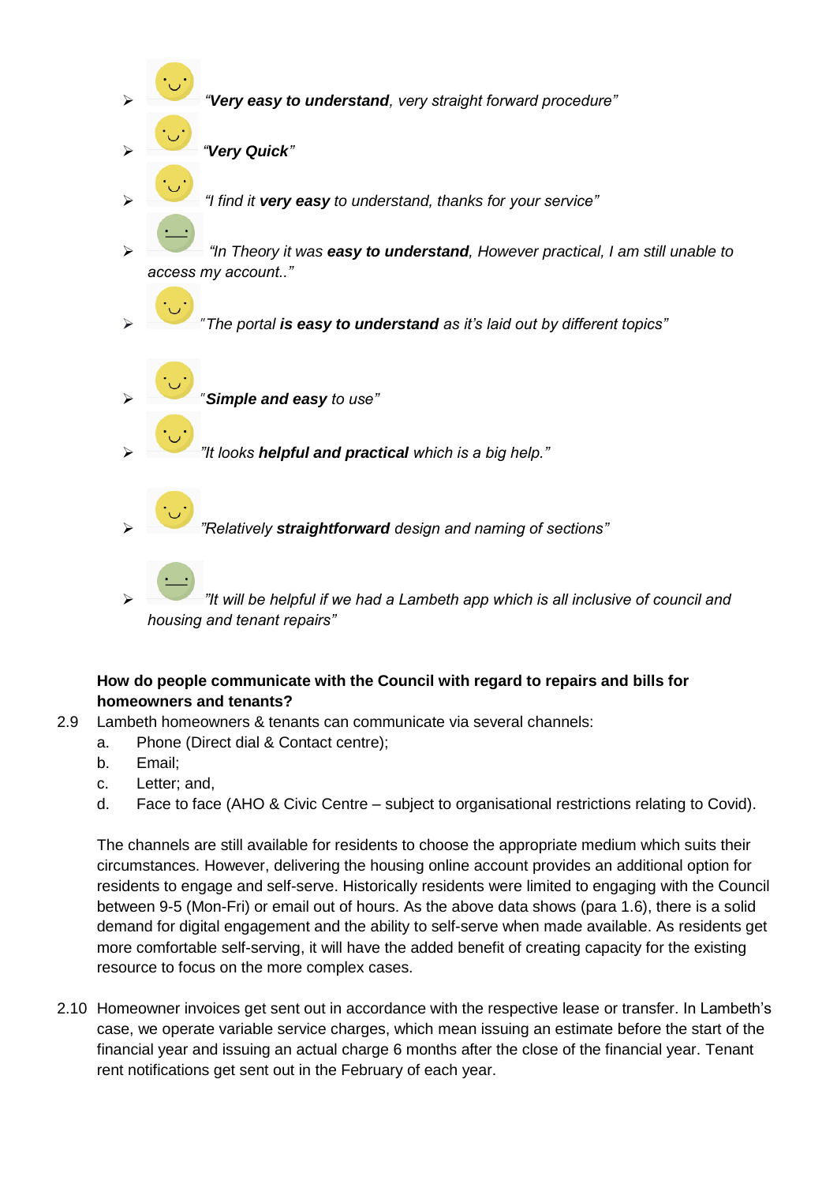- *"**Very easy to understand**, very straight forward procedure"*
- *"**Very Quick**"*
- *"I find it **very easy** to understand, thanks for your service"*
- *"In Theory it was **easy to understand**, However practical, I am still unable to access my account.."*
- *"The portal **is easy to understand** as it's laid out by different topics"*
- *"**Simple and easy** to use"*
- *"It looks **helpful and practical** which is a big help."*
- *"Relatively **straightforward** design and naming of sections"*
- *"It will be helpful if we had a Lambeth app which is all inclusive of council and housing and tenant repairs"*

**How do people communicate with the Council with regard to repairs and bills for homeowners and tenants?**

2.9 Lambeth homeowners & tenants can communicate via several channels:

a. Phone (Direct dial & Contact centre);
b. Email;
c. Letter; and,
d. Face to face (AHO & Civic Centre – subject to organisational restrictions relating to Covid).

The channels are still available for residents to choose the appropriate medium which suits their circumstances. However, delivering the housing online account provides an additional option for residents to engage and self-serve. Historically residents were limited to engaging with the Council between 9-5 (Mon-Fri) or email out of hours. As the above data shows (para 1.6), there is a solid demand for digital engagement and the ability to self-serve when made available. As residents get more comfortable self-serving, it will have the added benefit of creating capacity for the existing resource to focus on the more complex cases.

2.10 Homeowner invoices get sent out in accordance with the respective lease or transfer. In Lambeth's case, we operate variable service charges, which mean issuing an estimate before the start of the financial year and issuing an actual charge 6 months after the close of the financial year. Tenant rent notifications get sent out in the February of each year.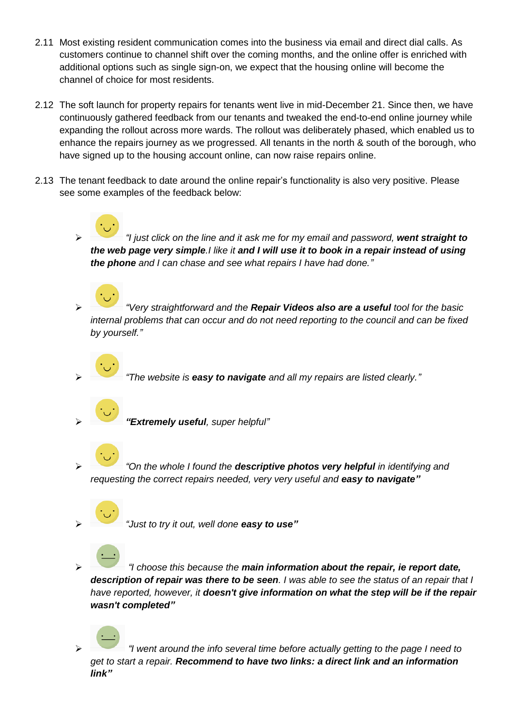2.11 Most existing resident communication comes into the business via email and direct dial calls. As customers continue to channel shift over the coming months, and the online offer is enriched with additional options such as single sign-on, we expect that the housing online will become the channel of choice for most residents.

2.12 The soft launch for property repairs for tenants went live in mid-December 21. Since then, we have continuously gathered feedback from our tenants and tweaked the end-to-end online journey while expanding the rollout across more wards. The rollout was deliberately phased, which enabled us to enhance the repairs journey as we progressed. All tenants in the north & south of the borough, who have signed up to the housing account online, can now raise repairs online.

2.13 The tenant feedback to date around the online repair's functionality is also very positive. Please see some examples of the feedback below:

- *"I just click on the line and it ask me for my email and password, **went straight to the web page very simple**.I like it **and I will use it to book in a repair instead of using the phone** and I can chase and see what repairs I have had done."*

- *"Very straightforward and the **Repair Videos also are a useful** tool for the basic internal problems that can occur and do not need reporting to the council and can be fixed by yourself."*

- *"The website is **easy to navigate** and all my repairs are listed clearly."*

- ***"Extremely useful**, super helpful"*

- *"On the whole I found the **descriptive photos very helpful** in identifying and requesting the correct repairs needed, very very useful and **easy to navigate"***

- *"Just to try it out, well done **easy to use"***

- *"I choose this because the **main information about the repair, ie report date, description of repair was there to be seen**. I was able to see the status of an repair that I have reported, however, it **doesn't give information on what the step will be if the repair wasn't completed"***

- *"I went around the info several time before actually getting to the page I need to get to start a repair. **Recommend to have two links: a direct link and an information link"***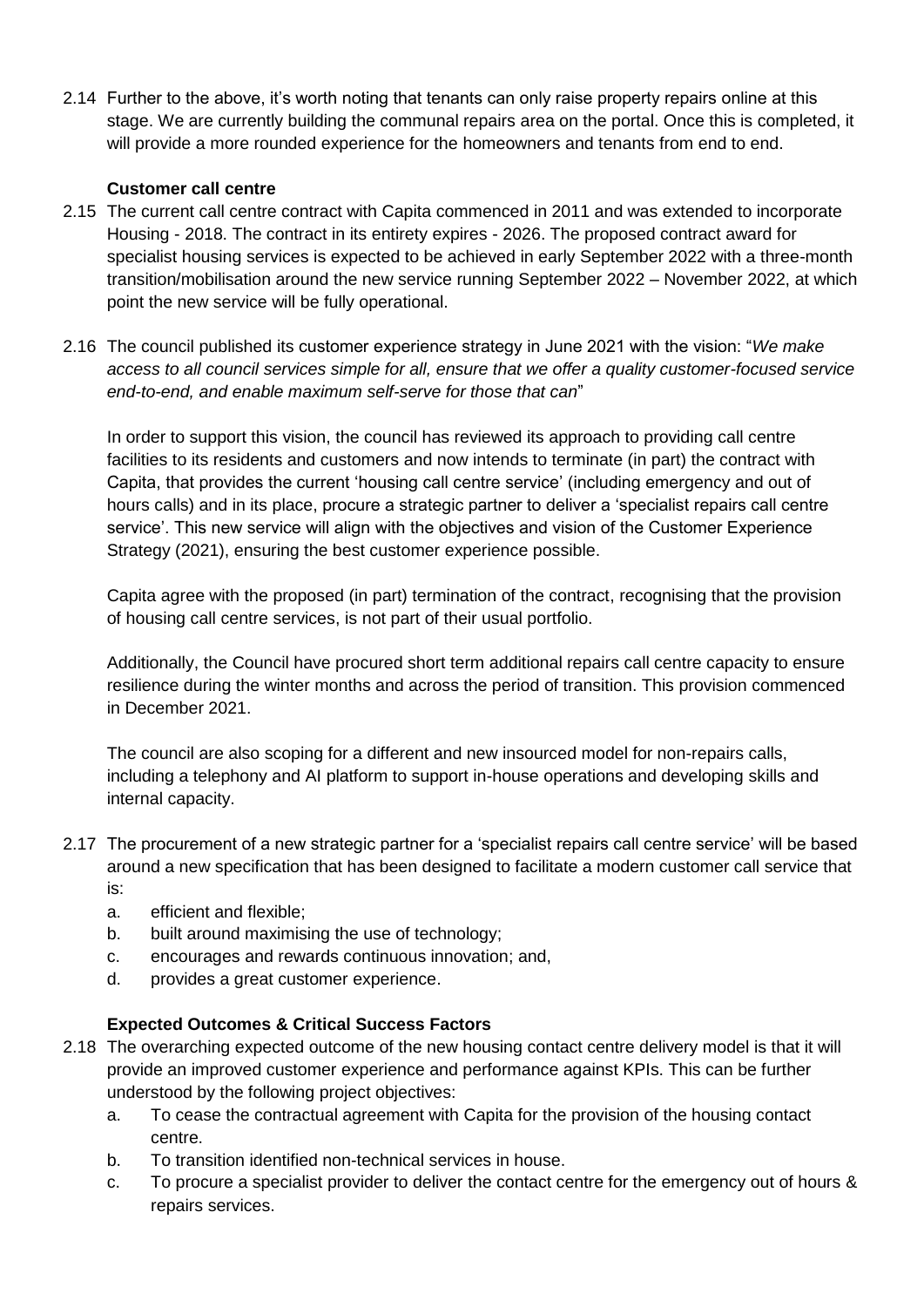2.14 Further to the above, it's worth noting that tenants can only raise property repairs online at this stage. We are currently building the communal repairs area on the portal. Once this is completed, it will provide a more rounded experience for the homeowners and tenants from end to end.

**Customer call centre**

2.15 The current call centre contract with Capita commenced in 2011 and was extended to incorporate Housing - 2018. The contract in its entirety expires - 2026. The proposed contract award for specialist housing services is expected to be achieved in early September 2022 with a three-month transition/mobilisation around the new service running September 2022 – November 2022, at which point the new service will be fully operational.

2.16 The council published its customer experience strategy in June 2021 with the vision: "*We make access to all council services simple for all, ensure that we offer a quality customer-focused service end-to-end, and enable maximum self-serve for those that can*"

In order to support this vision, the council has reviewed its approach to providing call centre facilities to its residents and customers and now intends to terminate (in part) the contract with Capita, that provides the current 'housing call centre service' (including emergency and out of hours calls) and in its place, procure a strategic partner to deliver a 'specialist repairs call centre service'. This new service will align with the objectives and vision of the Customer Experience Strategy (2021), ensuring the best customer experience possible.

Capita agree with the proposed (in part) termination of the contract, recognising that the provision of housing call centre services, is not part of their usual portfolio.

Additionally, the Council have procured short term additional repairs call centre capacity to ensure resilience during the winter months and across the period of transition. This provision commenced in December 2021.

The council are also scoping for a different and new insourced model for non-repairs calls, including a telephony and AI platform to support in-house operations and developing skills and internal capacity.

2.17 The procurement of a new strategic partner for a 'specialist repairs call centre service' will be based around a new specification that has been designed to facilitate a modern customer call service that is:

a. efficient and flexible;
b. built around maximising the use of technology;
c. encourages and rewards continuous innovation; and,
d. provides a great customer experience.

**Expected Outcomes & Critical Success Factors**

2.18 The overarching expected outcome of the new housing contact centre delivery model is that it will provide an improved customer experience and performance against KPIs. This can be further understood by the following project objectives:

a. To cease the contractual agreement with Capita for the provision of the housing contact centre.
b. To transition identified non-technical services in house.
c. To procure a specialist provider to deliver the contact centre for the emergency out of hours & repairs services.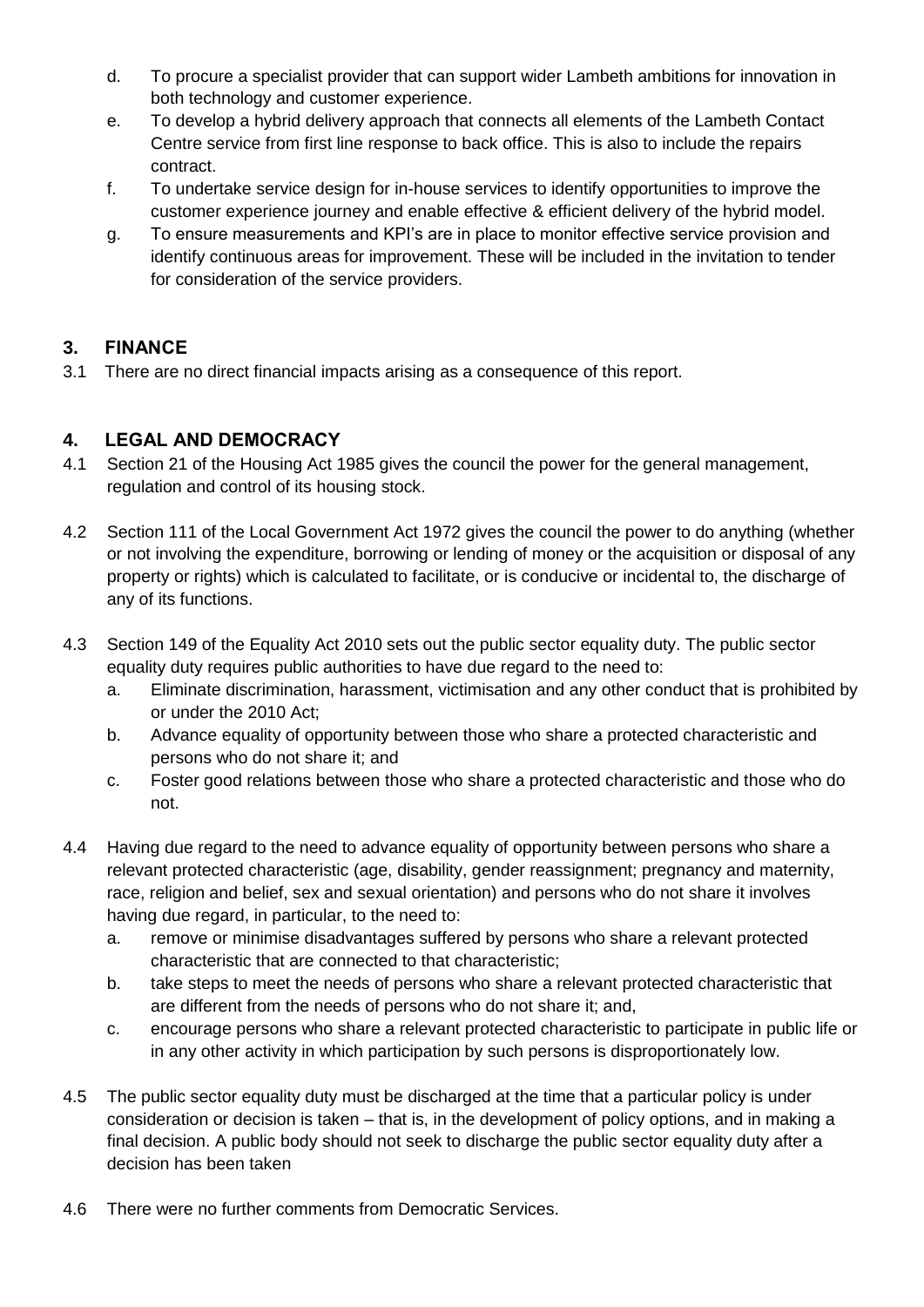d. To procure a specialist provider that can support wider Lambeth ambitions for innovation in both technology and customer experience.

e. To develop a hybrid delivery approach that connects all elements of the Lambeth Contact Centre service from first line response to back office. This is also to include the repairs contract.

f. To undertake service design for in-house services to identify opportunities to improve the customer experience journey and enable effective & efficient delivery of the hybrid model.

g. To ensure measurements and KPI's are in place to monitor effective service provision and identify continuous areas for improvement. These will be included in the invitation to tender for consideration of the service providers.

## 3. FINANCE

3.1 There are no direct financial impacts arising as a consequence of this report.

## 4. LEGAL AND DEMOCRACY

4.1 Section 21 of the Housing Act 1985 gives the council the power for the general management, regulation and control of its housing stock.

4.2 Section 111 of the Local Government Act 1972 gives the council the power to do anything (whether or not involving the expenditure, borrowing or lending of money or the acquisition or disposal of any property or rights) which is calculated to facilitate, or is conducive or incidental to, the discharge of any of its functions.

4.3 Section 149 of the Equality Act 2010 sets out the public sector equality duty. The public sector equality duty requires public authorities to have due regard to the need to:

a. Eliminate discrimination, harassment, victimisation and any other conduct that is prohibited by or under the 2010 Act;

b. Advance equality of opportunity between those who share a protected characteristic and persons who do not share it; and

c. Foster good relations between those who share a protected characteristic and those who do not.

4.4 Having due regard to the need to advance equality of opportunity between persons who share a relevant protected characteristic (age, disability, gender reassignment; pregnancy and maternity, race, religion and belief, sex and sexual orientation) and persons who do not share it involves having due regard, in particular, to the need to:

a. remove or minimise disadvantages suffered by persons who share a relevant protected characteristic that are connected to that characteristic;

b. take steps to meet the needs of persons who share a relevant protected characteristic that are different from the needs of persons who do not share it; and,

c. encourage persons who share a relevant protected characteristic to participate in public life or in any other activity in which participation by such persons is disproportionately low.

4.5 The public sector equality duty must be discharged at the time that a particular policy is under consideration or decision is taken – that is, in the development of policy options, and in making a final decision. A public body should not seek to discharge the public sector equality duty after a decision has been taken

4.6 There were no further comments from Democratic Services.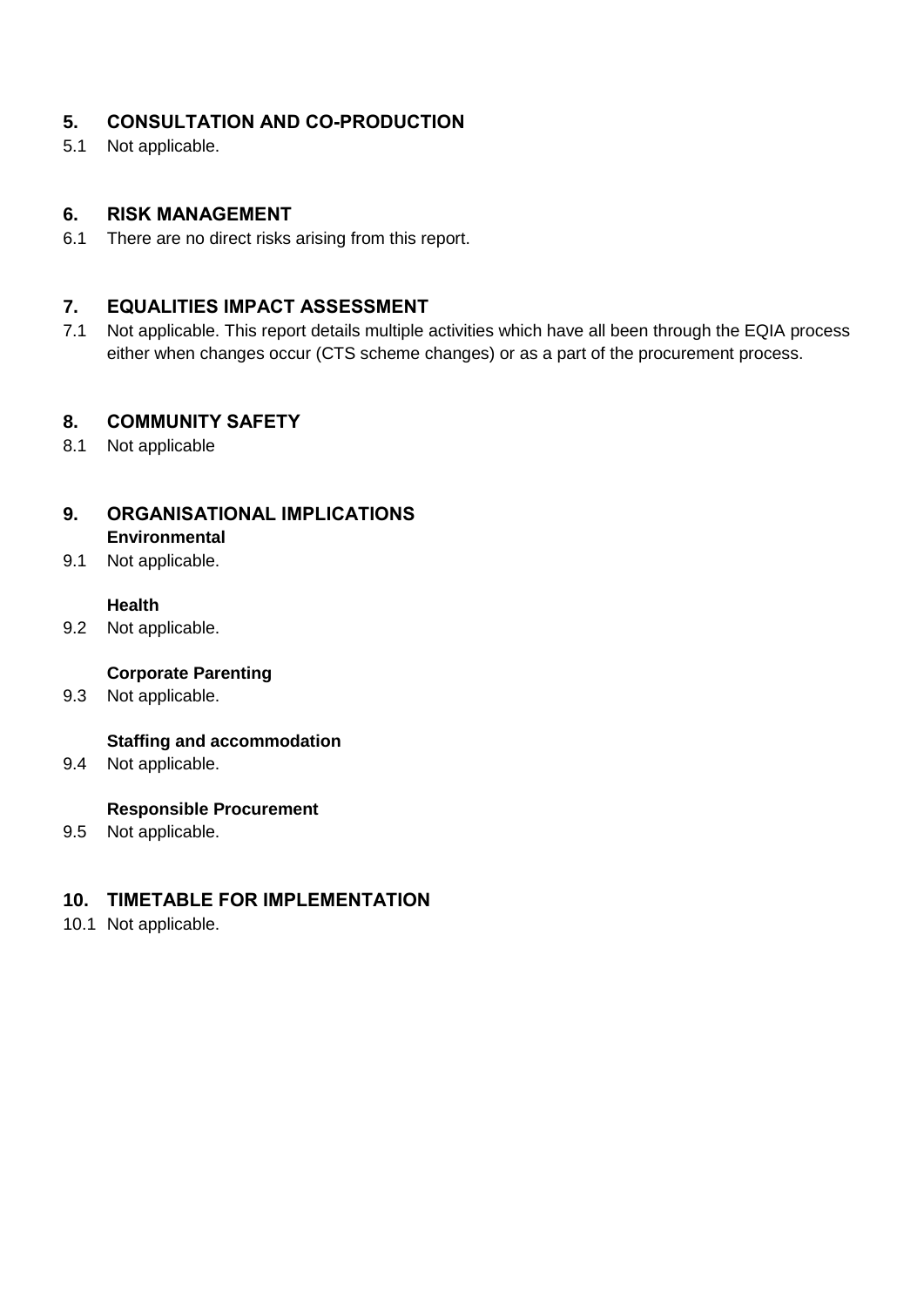## 5. CONSULTATION AND CO-PRODUCTION

5.1 Not applicable.

## 6. RISK MANAGEMENT

6.1 There are no direct risks arising from this report.

## 7. EQUALITIES IMPACT ASSESSMENT

7.1 Not applicable. This report details multiple activities which have all been through the EQIA process either when changes occur (CTS scheme changes) or as a part of the procurement process.

## 8. COMMUNITY SAFETY

8.1 Not applicable

## 9. ORGANISATIONAL IMPLICATIONS

**Environmental**

9.1 Not applicable.

**Health**

9.2 Not applicable.

**Corporate Parenting**

9.3 Not applicable.

**Staffing and accommodation**

9.4 Not applicable.

**Responsible Procurement**

9.5 Not applicable.

## 10. TIMETABLE FOR IMPLEMENTATION

10.1 Not applicable.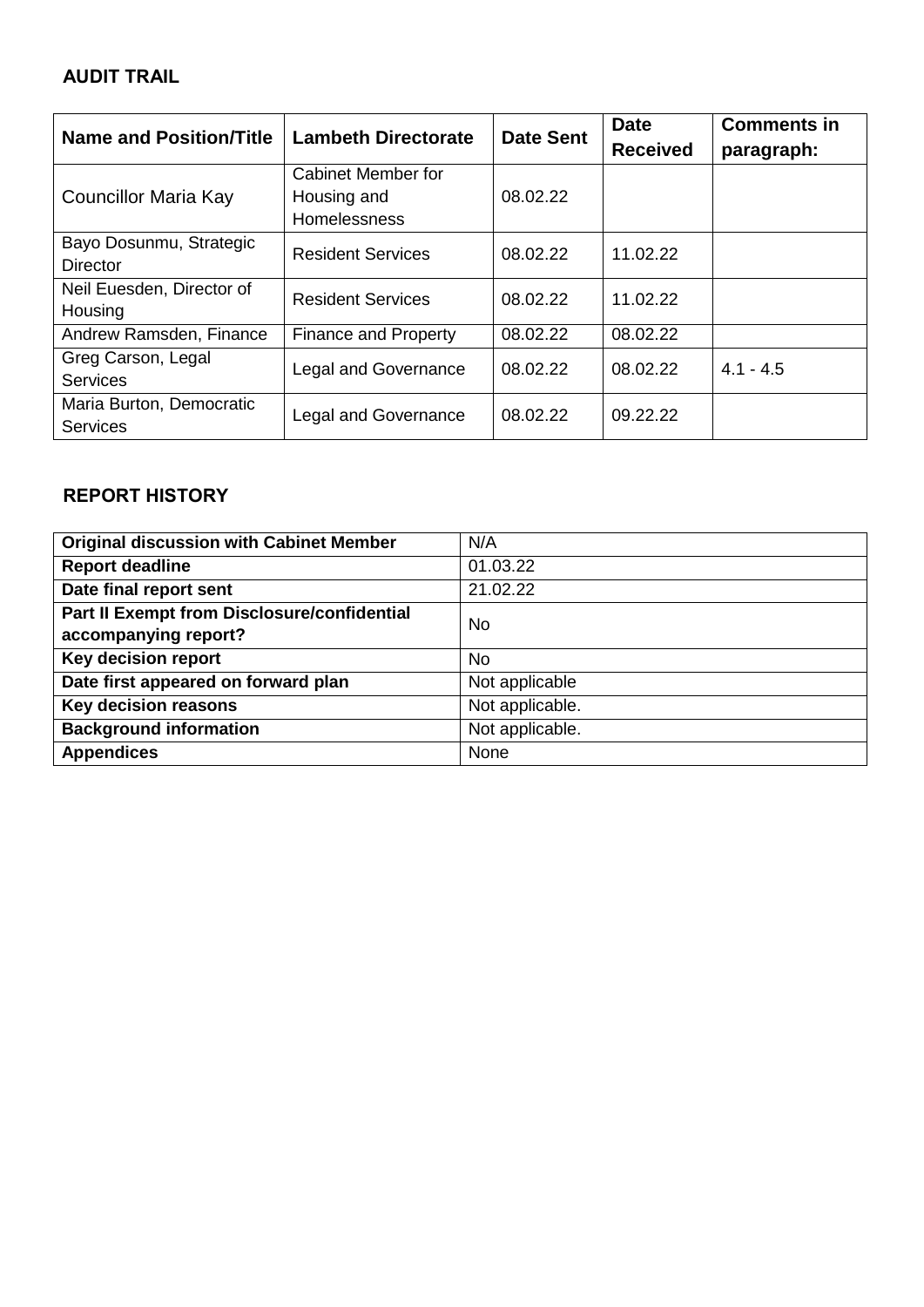## AUDIT TRAIL

| Name and Position/Title | Lambeth Directorate | Date Sent | Date Received | Comments in paragraph: |
|---|---|---|---|---|
| Councillor Maria Kay | Cabinet Member for Housing and Homelessness | 08.02.22 | | |
| Bayo Dosunmu, Strategic Director | Resident Services | 08.02.22 | 11.02.22 | |
| Neil Euesden, Director of Housing | Resident Services | 08.02.22 | 11.02.22 | |
| Andrew Ramsden, Finance | Finance and Property | 08.02.22 | 08.02.22 | |
| Greg Carson, Legal Services | Legal and Governance | 08.02.22 | 08.02.22 | 4.1 - 4.5 |
| Maria Burton, Democratic Services | Legal and Governance | 08.02.22 | 09.22.22 | |

## REPORT HISTORY

| | |
|---|---|
| **Original discussion with Cabinet Member** | N/A |
| **Report deadline** | 01.03.22 |
| **Date final report sent** | 21.02.22 |
| **Part II Exempt from Disclosure/confidential accompanying report?** | No |
| **Key decision report** | No |
| **Date first appeared on forward plan** | Not applicable |
| **Key decision reasons** | Not applicable. |
| **Background information** | Not applicable. |
| **Appendices** | None |